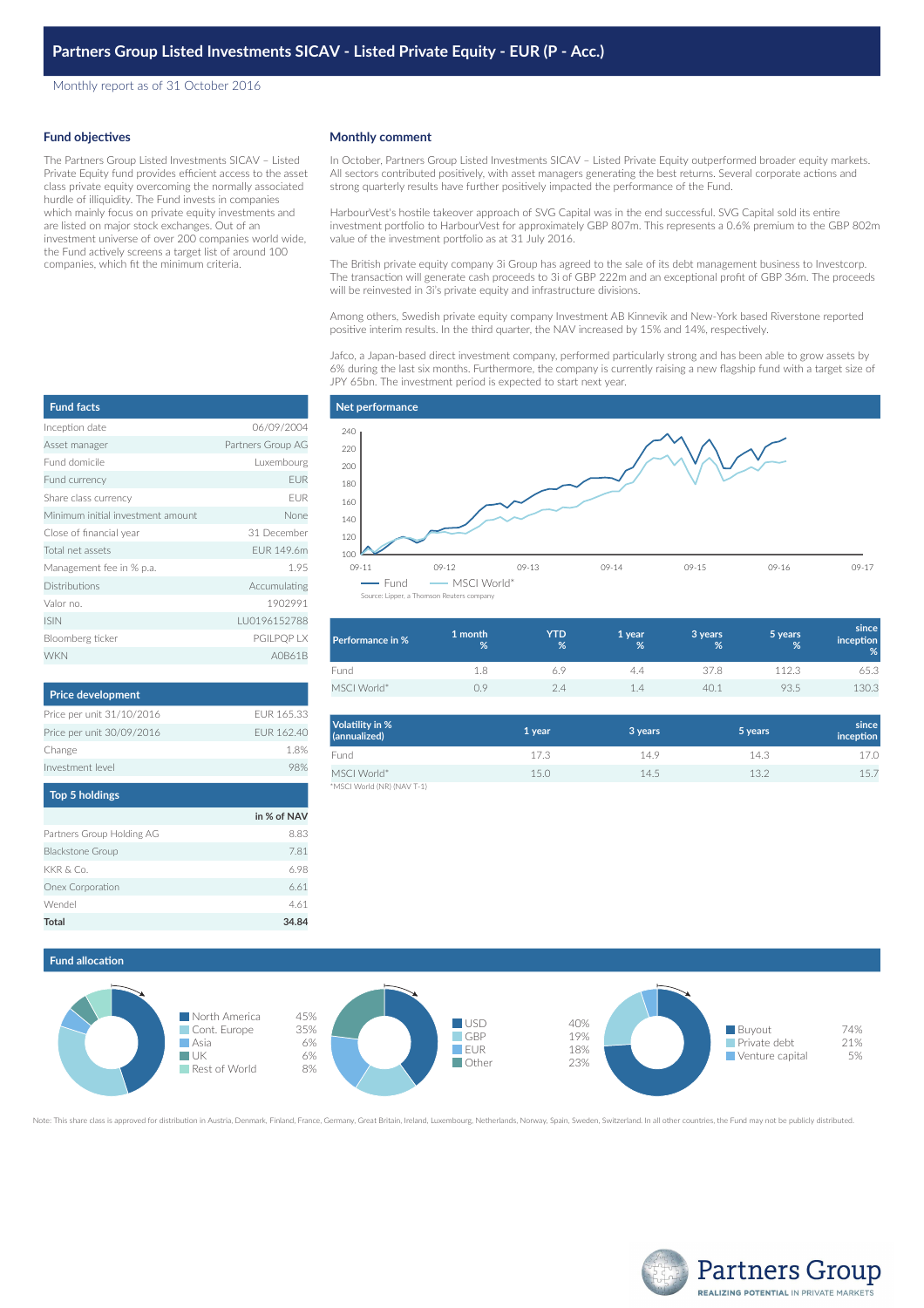# Partners Group Listed Investments SICAV - Listed Private Equity - EUR (P - Acc.)

Monthly report as of 31 October 2016

## Fund objectives

The Partners Group Listed Investments SICAV – Listed Private Equity fund provides efficient access to the asset class private equity overcoming the normally associated hurdle of illiquidity. The Fund invests in companies which mainly focus on private equity investments and are listed on major stock exchanges. Out of an investment universe of over 200 companies world wide, the Fund actively screens a target list of around 100 companies, which fit the minimum criteria.

## Monthly comment

In October, Partners Group Listed Investments SICAV – Listed Private Equity outperformed broader equity markets. All sectors contributed positively, with asset managers generating the best returns. Several corporate actions and strong quarterly results have further positively impacted the performance of the Fund.

HarbourVest's hostile takeover approach of SVG Capital was in the end successful. SVG Capital sold its entire investment portfolio to HarbourVest for approximately GBP 807m. This represents a 0.6% premium to the GBP 802m value of the investment portfolio as at 31 July 2016.

The British private equity company 3i Group has agreed to the sale of its debt management business to Investcorp. The transaction will generate cash proceeds to 3i of GBP 222m and an exceptional profit of GBP 36m. The proceeds will be reinvested in 3i's private equity and infrastructure divisions.

Among others, Swedish private equity company Investment AB Kinnevik and New-York based Riverstone reported positive interim results. In the third quarter, the NAV increased by 15% and 14%, respectively.

Jafco, a Japan-based direct investment company, performed particularly strong and has been able to grow assets by 6% during the last six months. Furthermore, the company is currently raising a new flagship fund with a target size of JPY 65bn. The investment period is expected to start next year.

## Fund facts

| Fund facts | |
|---|---|
| Inception date | 06/09/2004 |
| Asset manager | Partners Group AG |
| Fund domicile | Luxembourg |
| Fund currency | EUR |
| Share class currency | EUR |
| Minimum initial investment amount | None |
| Close of financial year | 31 December |
| Total net assets | EUR 149.6m |
| Management fee in % p.a. | 1.95 |
| Distributions | Accumulating |
| Valor no. | 1902991 |
| ISIN | LU0196152788 |
| Bloomberg ticker | PGILPQP LX |
| WKN | A0B61B |

## Net performance

Source: Lipper, a Thomson Reuters company

| Performance in % | 1 month % | YTD % | 1 year % | 3 years % | 5 years % | since inception % |
|---|---|---|---|---|---|---|
| Fund | 1.8 | 6.9 | 4.4 | 37.8 | 112.3 | 65.3 |
| MSCI World* | 0.9 | 2.4 | 1.4 | 40.1 | 93.5 | 130.3 |

## Price development

| Price development | |
|---|---|
| Price per unit 31/10/2016 | EUR 165.33 |
| Price per unit 30/09/2016 | EUR 162.40 |
| Change | 1.8% |
| Investment level | 98% |

| Volatility in % (annualized) | 1 year | 3 years | 5 years | since inception |
|---|---|---|---|---|
| Fund | 17.3 | 14.9 | 14.3 | 17.0 |
| MSCI World* | 15.0 | 14.5 | 13.2 | 15.7 |

*MSCI World (NR) (NAV T-1)

## Top 5 holdings

| | in % of NAV |
|---|---|
| Partners Group Holding AG | 8.83 |
| Blackstone Group | 7.81 |
| KKR & Co. | 6.98 |
| Onex Corporation | 6.61 |
| Wendel | 4.61 |
| **Total** | **34.84** |

## Fund allocation

| Region | % |
|---|---|
| North America | 45% |
| Cont. Europe | 35% |
| Asia | 6% |
| UK | 6% |
| Rest of World | 8% |

| Currency | % |
|---|---|
| USD | 40% |
| GBP | 19% |
| EUR | 18% |
| Other | 23% |

| Type | % |
|---|---|
| Buyout | 74% |
| Private debt | 21% |
| Venture capital | 5% |

Note: This share class is approved for distribution in Austria, Denmark, Finland, France, Germany, Great Britain, Ireland, Luxembourg, Netherlands, Norway, Spain, Sweden, Switzerland. In all other countries, the Fund may not be publicly distributed.

Partners Group
REALIZING POTENTIAL IN PRIVATE MARKETS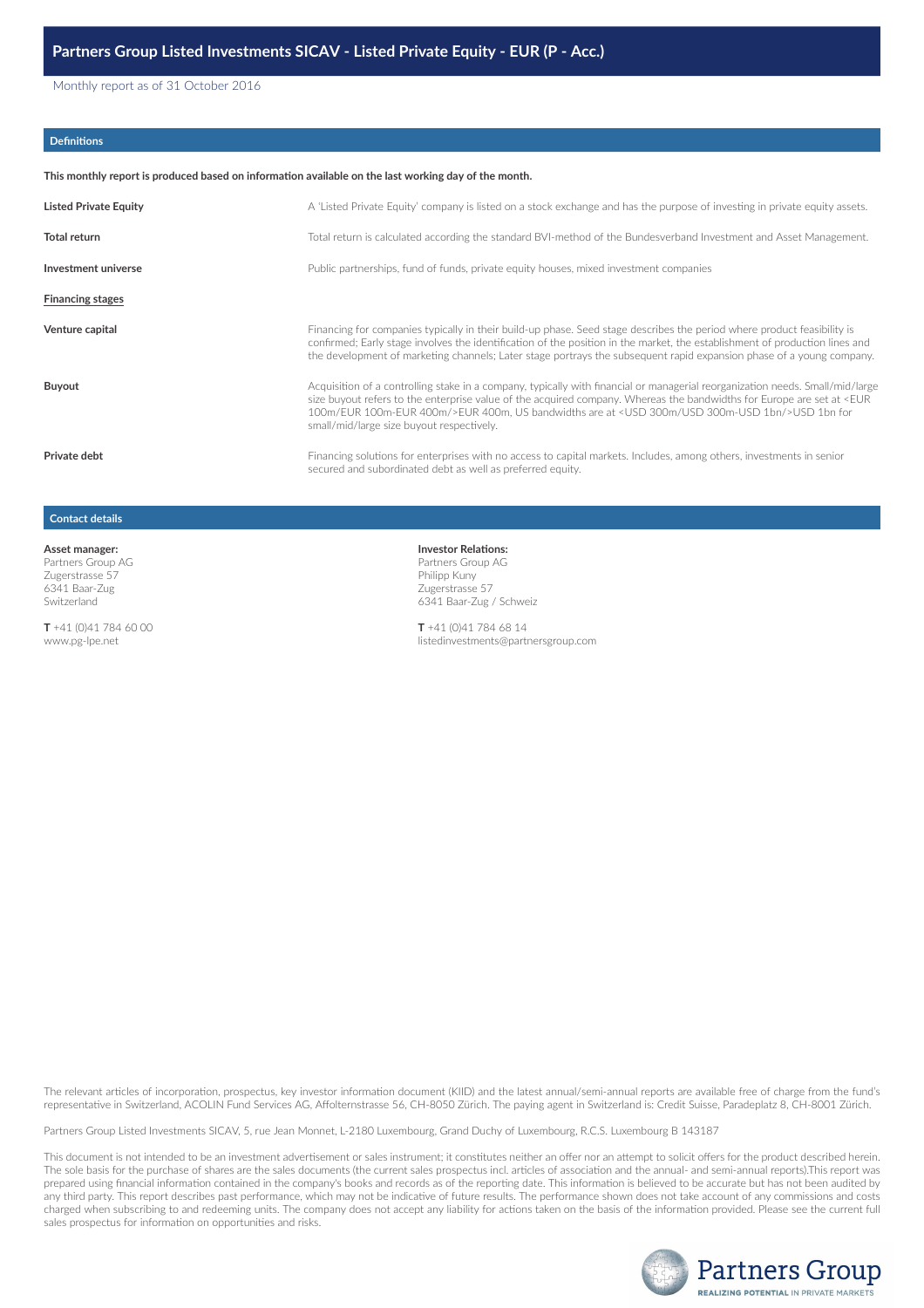# Partners Group Listed Investments SICAV - Listed Private Equity - EUR (P - Acc.)

Monthly report as of 31 October 2016

## Definitions

**This monthly report is produced based on information available on the last working day of the month.**

| | |
|---|---|
| **Listed Private Equity** | A 'Listed Private Equity' company is listed on a stock exchange and has the purpose of investing in private equity assets. |
| **Total return** | Total return is calculated according the standard BVI-method of the Bundesverband Investment and Asset Management. |
| **Investment universe** | Public partnerships, fund of funds, private equity houses, mixed investment companies |
| **Financing stages** | |
| **Venture capital** | Financing for companies typically in their build-up phase. Seed stage describes the period where product feasibility is confirmed; Early stage involves the identification of the position in the market, the establishment of production lines and the development of marketing channels; Later stage portrays the subsequent rapid expansion phase of a young company. |
| **Buyout** | Acquisition of a controlling stake in a company, typically with financial or managerial reorganization needs. Small/mid/large size buyout refers to the enterprise value of the acquired company. Whereas the bandwidths for Europe are set at <EUR 100m/EUR 100m-EUR 400m/>EUR 400m, US bandwidths are at <USD 300m/USD 300m-USD 1bn/>USD 1bn for small/mid/large size buyout respectively. |
| **Private debt** | Financing solutions for enterprises with no access to capital markets. Includes, among others, investments in senior secured and subordinated debt as well as preferred equity. |

## Contact details

**Asset manager:**
Partners Group AG
Zugerstrasse 57
6341 Baar-Zug
Switzerland

**T** +41 (0)41 784 60 00
www.pg-lpe.net

**Investor Relations:**
Partners Group AG
Philipp Kuny
Zugerstrasse 57
6341 Baar-Zug / Schweiz

**T** +41 (0)41 784 68 14
listedinvestments@partnersgroup.com

The relevant articles of incorporation, prospectus, key investor information document (KIID) and the latest annual/semi-annual reports are available free of charge from the fund's representative in Switzerland, ACOLIN Fund Services AG, Affolternstrasse 56, CH-8050 Zürich. The paying agent in Switzerland is: Credit Suisse, Paradeplatz 8, CH-8001 Zürich.

Partners Group Listed Investments SICAV, 5, rue Jean Monnet, L-2180 Luxembourg, Grand Duchy of Luxembourg, R.C.S. Luxembourg B 143187

This document is not intended to be an investment advertisement or sales instrument; it constitutes neither an offer nor an attempt to solicit offers for the product described herein. The sole basis for the purchase of shares are the sales documents (the current sales prospectus incl. articles of association and the annual- and semi-annual reports).This report was prepared using financial information contained in the company's books and records as of the reporting date. This information is believed to be accurate but has not been audited by any third party. This report describes past performance, which may not be indicative of future results. The performance shown does not take account of any commissions and costs charged when subscribing to and redeeming units. The company does not accept any liability for actions taken on the basis of the information provided. Please see the current full sales prospectus for information on opportunities and risks.

Partners Group
REALIZING POTENTIAL IN PRIVATE MARKETS